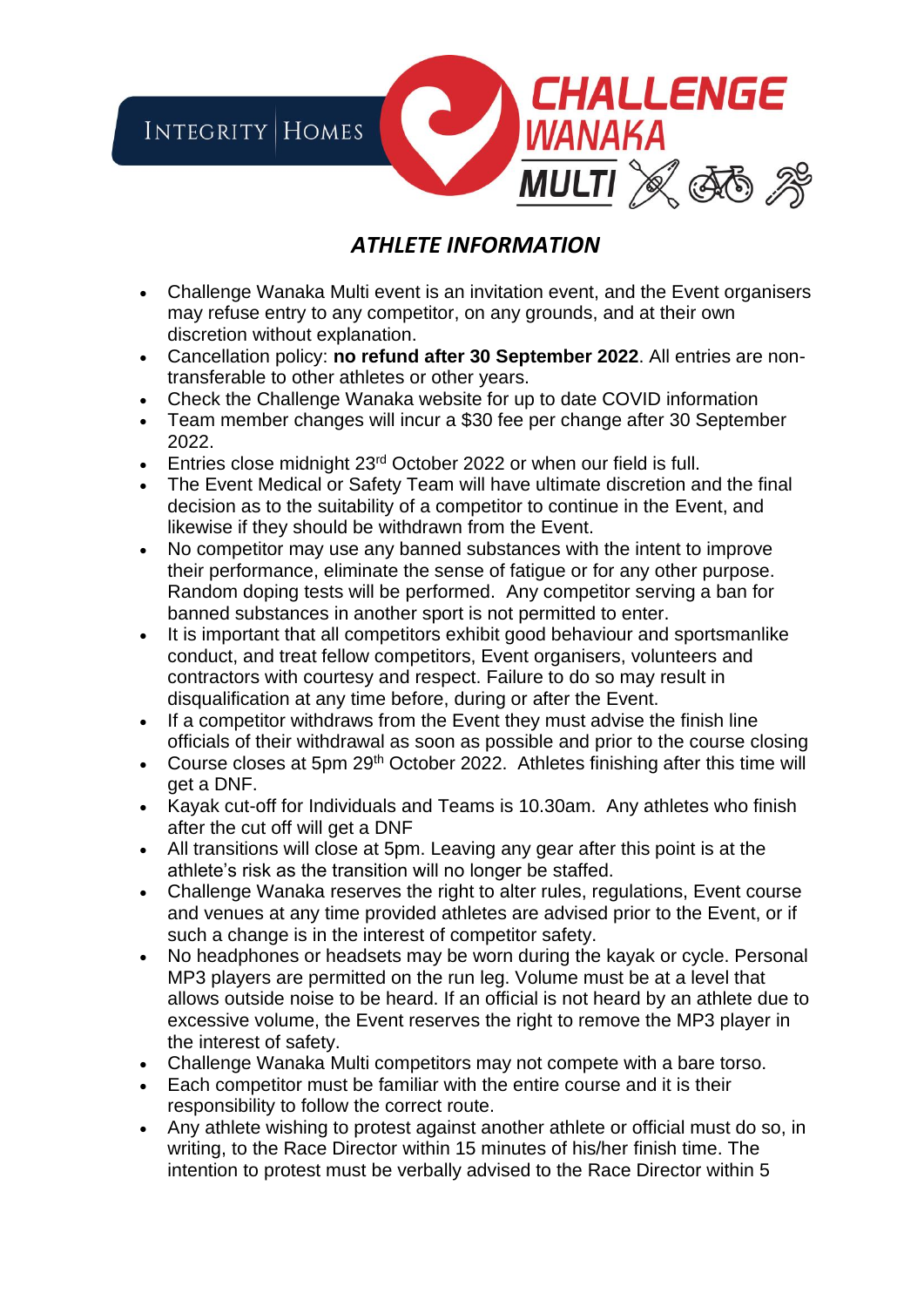INTEGRITY | HOMES

CHALLENGE WANAKA MULTI

## *ATHLETE INFORMATION*

- Challenge Wanaka Multi event is an invitation event, and the Event organisers may refuse entry to any competitor, on any grounds, and at their own discretion without explanation.
- Cancellation policy: **no refund after 30 September 2022**. All entries are non-transferable to other athletes or other years.
- Check the Challenge Wanaka website for up to date COVID information
- Team member changes will incur a $30 fee per change after 30 September 2022.
- Entries close midnight 23rd October 2022 or when our field is full.
- The Event Medical or Safety Team will have ultimate discretion and the final decision as to the suitability of a competitor to continue in the Event, and likewise if they should be withdrawn from the Event.
- No competitor may use any banned substances with the intent to improve their performance, eliminate the sense of fatigue or for any other purpose. Random doping tests will be performed. Any competitor serving a ban for banned substances in another sport is not permitted to enter.
- It is important that all competitors exhibit good behaviour and sportsmanlike conduct, and treat fellow competitors, Event organisers, volunteers and contractors with courtesy and respect. Failure to do so may result in disqualification at any time before, during or after the Event.
- If a competitor withdraws from the Event they must advise the finish line officials of their withdrawal as soon as possible and prior to the course closing
- Course closes at 5pm 29th October 2022. Athletes finishing after this time will get a DNF.
- Kayak cut-off for Individuals and Teams is 10.30am. Any athletes who finish after the cut off will get a DNF
- All transitions will close at 5pm. Leaving any gear after this point is at the athlete's risk as the transition will no longer be staffed.
- Challenge Wanaka reserves the right to alter rules, regulations, Event course and venues at any time provided athletes are advised prior to the Event, or if such a change is in the interest of competitor safety.
- No headphones or headsets may be worn during the kayak or cycle. Personal MP3 players are permitted on the run leg. Volume must be at a level that allows outside noise to be heard. If an official is not heard by an athlete due to excessive volume, the Event reserves the right to remove the MP3 player in the interest of safety.
- Challenge Wanaka Multi competitors may not compete with a bare torso.
- Each competitor must be familiar with the entire course and it is their responsibility to follow the correct route.
- Any athlete wishing to protest against another athlete or official must do so, in writing, to the Race Director within 15 minutes of his/her finish time. The intention to protest must be verbally advised to the Race Director within 5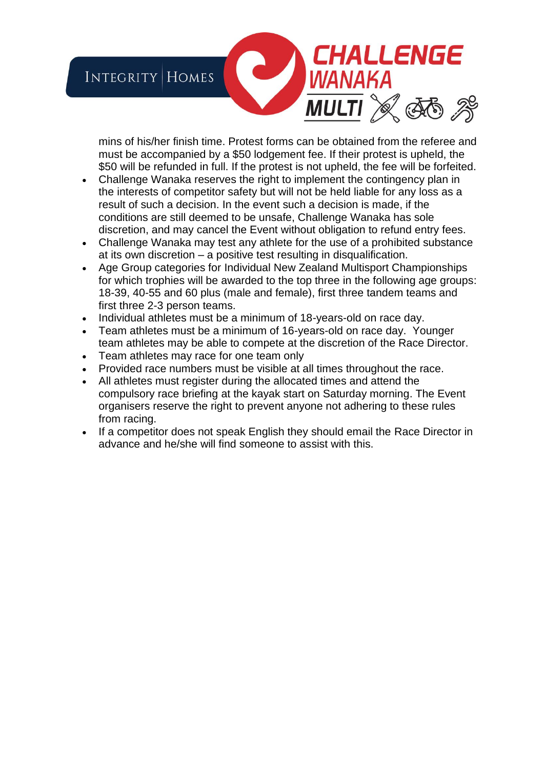mins of his/her finish time. Protest forms can be obtained from the referee and must be accompanied by a $50 lodgement fee. If their protest is upheld, the $50 will be refunded in full. If the protest is not upheld, the fee will be forfeited.

- Challenge Wanaka reserves the right to implement the contingency plan in the interests of competitor safety but will not be held liable for any loss as a result of such a decision. In the event such a decision is made, if the conditions are still deemed to be unsafe, Challenge Wanaka has sole discretion, and may cancel the Event without obligation to refund entry fees.
- Challenge Wanaka may test any athlete for the use of a prohibited substance at its own discretion – a positive test resulting in disqualification.
- Age Group categories for Individual New Zealand Multisport Championships for which trophies will be awarded to the top three in the following age groups: 18-39, 40-55 and 60 plus (male and female), first three tandem teams and first three 2-3 person teams.
- Individual athletes must be a minimum of 18-years-old on race day.
- Team athletes must be a minimum of 16-years-old on race day. Younger team athletes may be able to compete at the discretion of the Race Director.
- Team athletes may race for one team only
- Provided race numbers must be visible at all times throughout the race.
- All athletes must register during the allocated times and attend the compulsory race briefing at the kayak start on Saturday morning. The Event organisers reserve the right to prevent anyone not adhering to these rules from racing.
- If a competitor does not speak English they should email the Race Director in advance and he/she will find someone to assist with this.